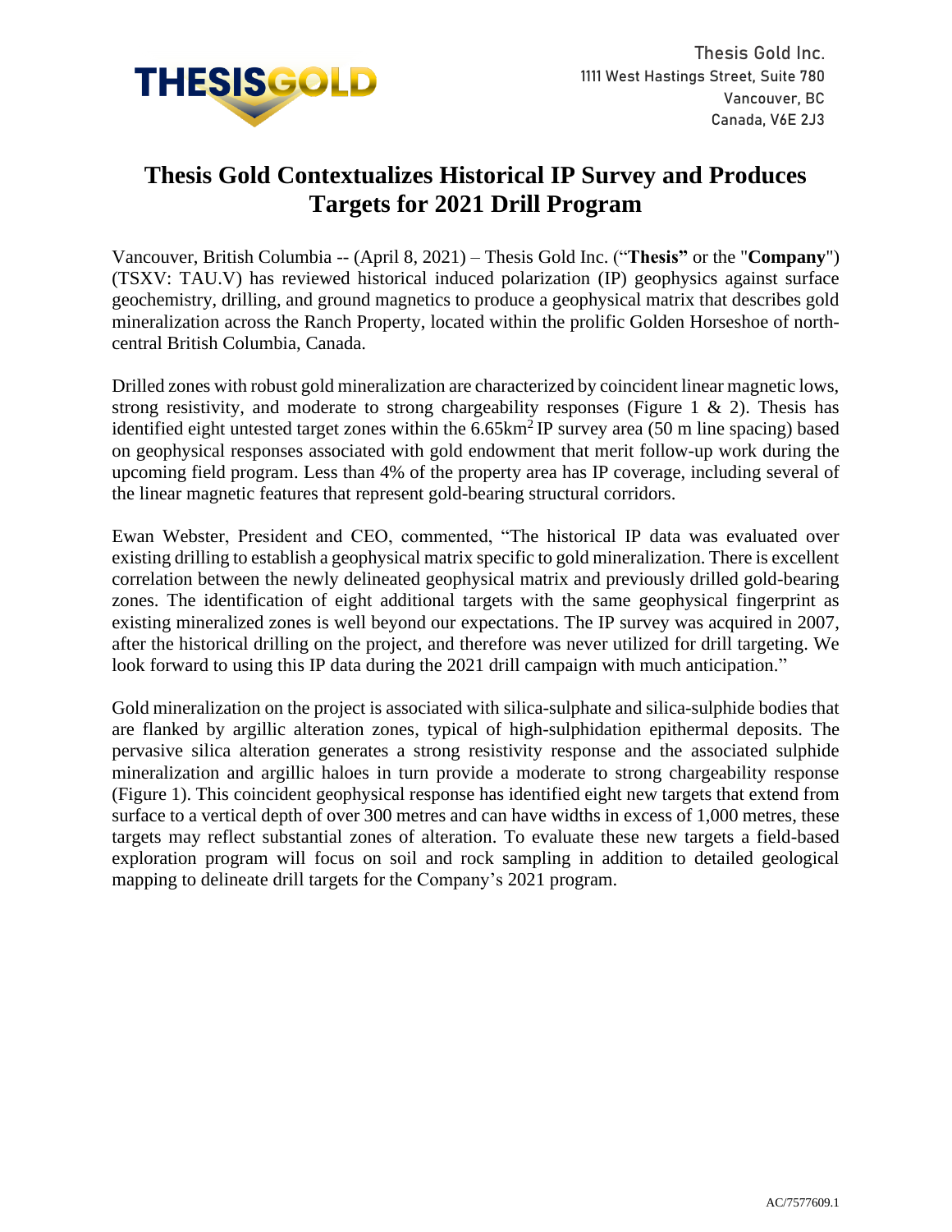Thesis Gold Inc.
1111 West Hastings Street, Suite 780
Vancouver, BC
Canada, V6E 2J3

# Thesis Gold Contextualizes Historical IP Survey and Produces Targets for 2021 Drill Program

Vancouver, British Columbia -- (April 8, 2021) – Thesis Gold Inc. ("**Thesis**" or the "**Company**") (TSXV: TAU.V) has reviewed historical induced polarization (IP) geophysics against surface geochemistry, drilling, and ground magnetics to produce a geophysical matrix that describes gold mineralization across the Ranch Property, located within the prolific Golden Horseshoe of north-central British Columbia, Canada.

Drilled zones with robust gold mineralization are characterized by coincident linear magnetic lows, strong resistivity, and moderate to strong chargeability responses (Figure 1 & 2). Thesis has identified eight untested target zones within the 6.65km$^2$ IP survey area (50 m line spacing) based on geophysical responses associated with gold endowment that merit follow-up work during the upcoming field program. Less than 4% of the property area has IP coverage, including several of the linear magnetic features that represent gold-bearing structural corridors.

Ewan Webster, President and CEO, commented, "The historical IP data was evaluated over existing drilling to establish a geophysical matrix specific to gold mineralization. There is excellent correlation between the newly delineated geophysical matrix and previously drilled gold-bearing zones. The identification of eight additional targets with the same geophysical fingerprint as existing mineralized zones is well beyond our expectations. The IP survey was acquired in 2007, after the historical drilling on the project, and therefore was never utilized for drill targeting. We look forward to using this IP data during the 2021 drill campaign with much anticipation."

Gold mineralization on the project is associated with silica-sulphate and silica-sulphide bodies that are flanked by argillic alteration zones, typical of high-sulphidation epithermal deposits. The pervasive silica alteration generates a strong resistivity response and the associated sulphide mineralization and argillic haloes in turn provide a moderate to strong chargeability response (Figure 1). This coincident geophysical response has identified eight new targets that extend from surface to a vertical depth of over 300 metres and can have widths in excess of 1,000 metres, these targets may reflect substantial zones of alteration. To evaluate these new targets a field-based exploration program will focus on soil and rock sampling in addition to detailed geological mapping to delineate drill targets for the Company's 2021 program.

AC/7577609.1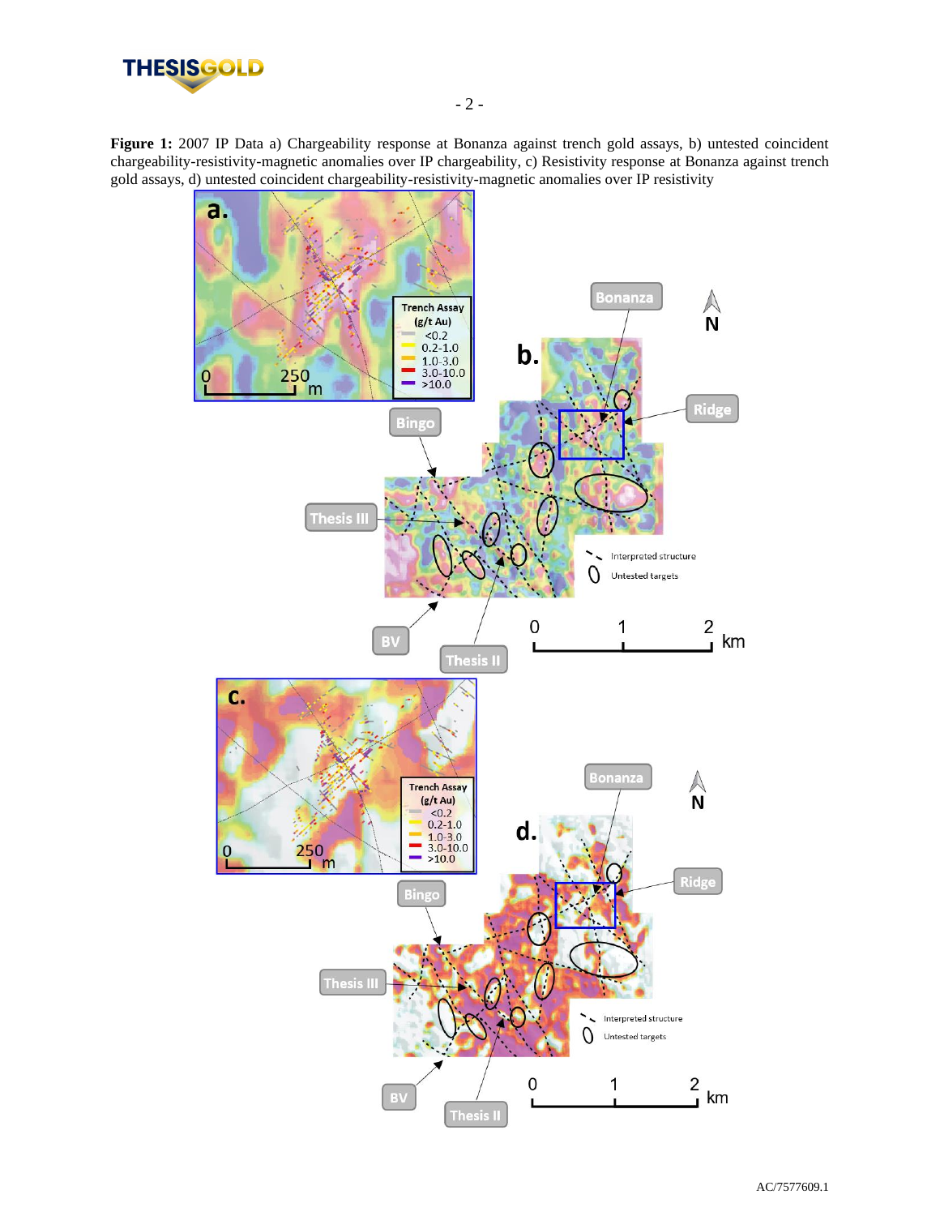**Figure 1:** 2007 IP Data a) Chargeability response at Bonanza against trench gold assays, b) untested coincident chargeability-resistivity-magnetic anomalies over IP chargeability, c) Resistivity response at Bonanza against trench gold assays, d) untested coincident chargeability-resistivity-magnetic anomalies over IP resistivity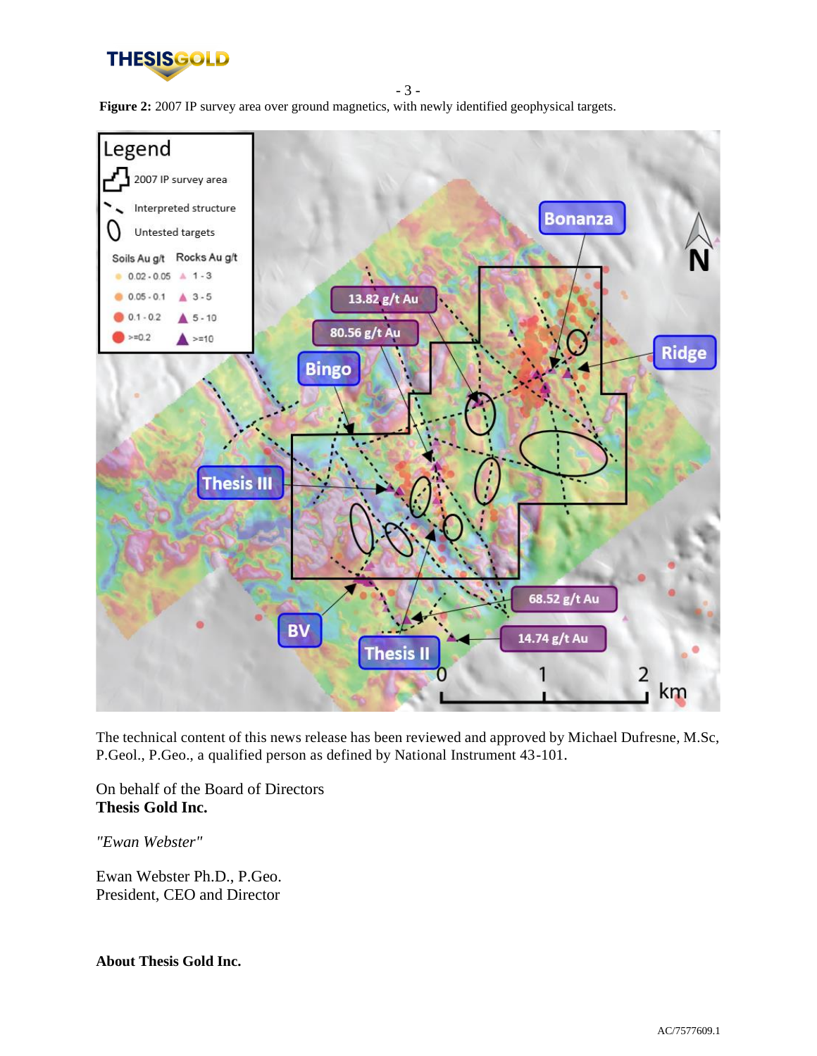**Figure 2:** 2007 IP survey area over ground magnetics, with newly identified geophysical targets.

The technical content of this news release has been reviewed and approved by Michael Dufresne, M.Sc, P.Geol., P.Geo., a qualified person as defined by National Instrument 43-101.

On behalf of the Board of Directors
**Thesis Gold Inc.**

*"Ewan Webster"*

Ewan Webster Ph.D., P.Geo.
President, CEO and Director

**About Thesis Gold Inc.**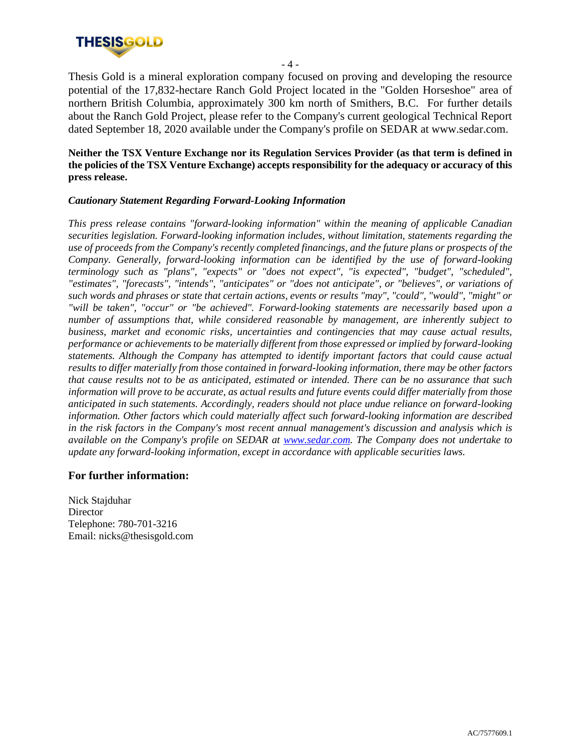Thesis Gold is a mineral exploration company focused on proving and developing the resource potential of the 17,832-hectare Ranch Gold Project located in the "Golden Horseshoe" area of northern British Columbia, approximately 300 km north of Smithers, B.C. For further details about the Ranch Gold Project, please refer to the Company's current geological Technical Report dated September 18, 2020 available under the Company's profile on SEDAR at www.sedar.com.

**Neither the TSX Venture Exchange nor its Regulation Services Provider (as that term is defined in the policies of the TSX Venture Exchange) accepts responsibility for the adequacy or accuracy of this press release.**

***Cautionary Statement Regarding Forward-Looking Information***

*This press release contains "forward-looking information" within the meaning of applicable Canadian securities legislation. Forward-looking information includes, without limitation, statements regarding the use of proceeds from the Company's recently completed financings, and the future plans or prospects of the Company. Generally, forward-looking information can be identified by the use of forward-looking terminology such as "plans", "expects" or "does not expect", "is expected", "budget", "scheduled", "estimates", "forecasts", "intends", "anticipates" or "does not anticipate", or "believes", or variations of such words and phrases or state that certain actions, events or results "may", "could", "would", "might" or "will be taken", "occur" or "be achieved". Forward-looking statements are necessarily based upon a number of assumptions that, while considered reasonable by management, are inherently subject to business, market and economic risks, uncertainties and contingencies that may cause actual results, performance or achievements to be materially different from those expressed or implied by forward-looking statements. Although the Company has attempted to identify important factors that could cause actual results to differ materially from those contained in forward-looking information, there may be other factors that cause results not to be as anticipated, estimated or intended. There can be no assurance that such information will prove to be accurate, as actual results and future events could differ materially from those anticipated in such statements. Accordingly, readers should not place undue reliance on forward-looking information. Other factors which could materially affect such forward-looking information are described in the risk factors in the Company's most recent annual management's discussion and analysis which is available on the Company's profile on SEDAR at www.sedar.com. The Company does not undertake to update any forward-looking information, except in accordance with applicable securities laws.*

## For further information:

Nick Stajduhar
Director
Telephone: 780-701-3216
Email: nicks@thesisgold.com